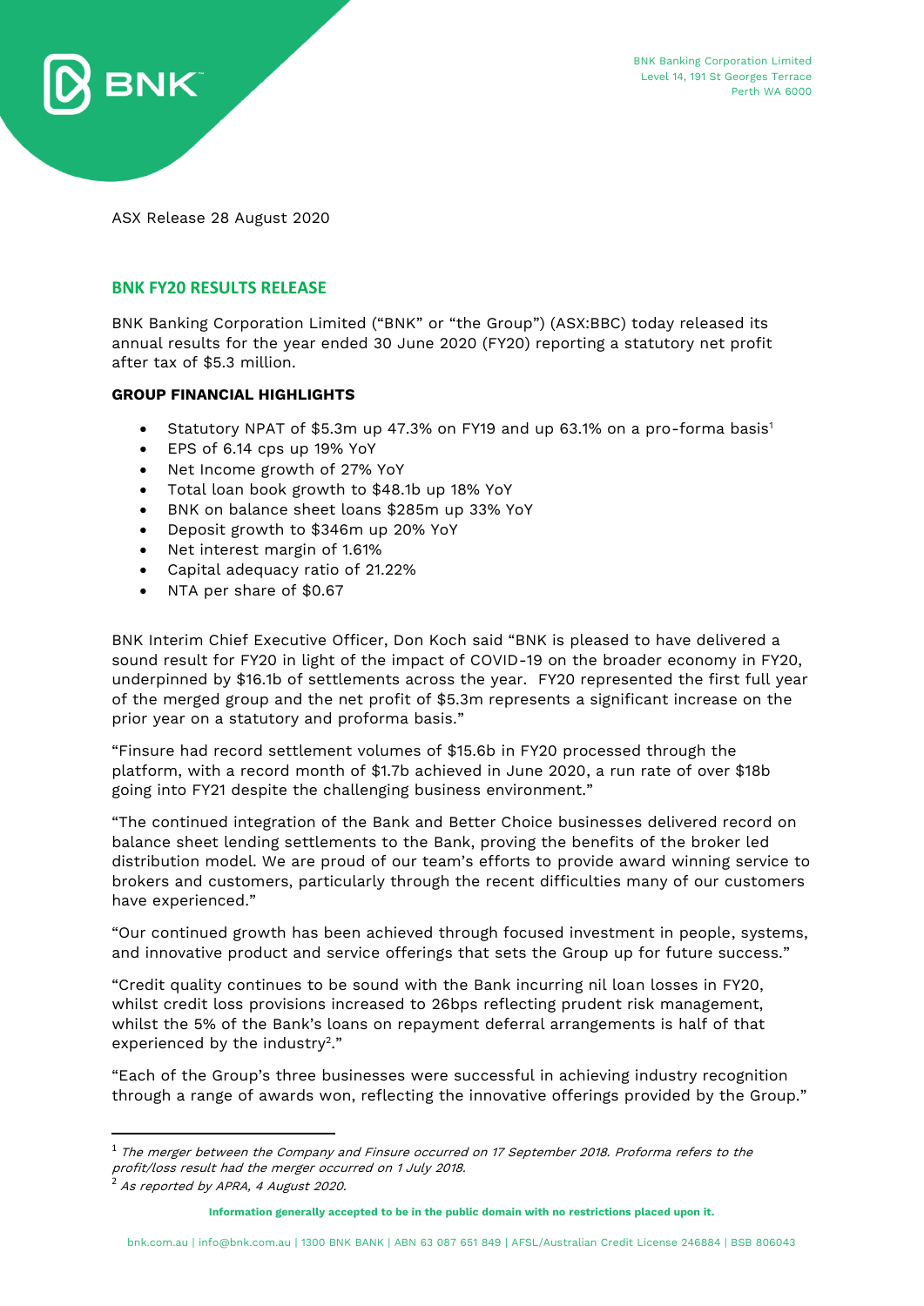BNK Banking Corporation Limited
Level 14, 191 St Georges Terrace
Perth WA 6000

ASX Release 28 August 2020

## BNK FY20 RESULTS RELEASE

BNK Banking Corporation Limited ("BNK" or "the Group") (ASX:BBC) today released its annual results for the year ended 30 June 2020 (FY20) reporting a statutory net profit after tax of $5.3 million.

### GROUP FINANCIAL HIGHLIGHTS

- Statutory NPAT of $5.3m up 47.3% on FY19 and up 63.1% on a pro-forma basis[1]
- EPS of 6.14 cps up 19% YoY
- Net Income growth of 27% YoY
- Total loan book growth to $48.1b up 18% YoY
- BNK on balance sheet loans $285m up 33% YoY
- Deposit growth to $346m up 20% YoY
- Net interest margin of 1.61%
- Capital adequacy ratio of 21.22%
- NTA per share of $0.67

BNK Interim Chief Executive Officer, Don Koch said "BNK is pleased to have delivered a sound result for FY20 in light of the impact of COVID-19 on the broader economy in FY20, underpinned by $16.1b of settlements across the year. FY20 represented the first full year of the merged group and the net profit of $5.3m represents a significant increase on the prior year on a statutory and proforma basis."

"Finsure had record settlement volumes of $15.6b in FY20 processed through the platform, with a record month of $1.7b achieved in June 2020, a run rate of over $18b going into FY21 despite the challenging business environment."

"The continued integration of the Bank and Better Choice businesses delivered record on balance sheet lending settlements to the Bank, proving the benefits of the broker led distribution model. We are proud of our team's efforts to provide award winning service to brokers and customers, particularly through the recent difficulties many of our customers have experienced."

"Our continued growth has been achieved through focused investment in people, systems, and innovative product and service offerings that sets the Group up for future success."

"Credit quality continues to be sound with the Bank incurring nil loan losses in FY20, whilst credit loss provisions increased to 26bps reflecting prudent risk management, whilst the 5% of the Bank's loans on repayment deferral arrangements is half of that experienced by the industry[2]."

"Each of the Group's three businesses were successful in achieving industry recognition through a range of awards won, reflecting the innovative offerings provided by the Group."

---

[1] *The merger between the Company and Finsure occurred on 17 September 2018. Proforma refers to the profit/loss result had the merger occurred on 1 July 2018.*

[2] *As reported by APRA, 4 August 2020.*

**Information generally accepted to be in the public domain with no restrictions placed upon it.**

bnk.com.au | info@bnk.com.au | 1300 BNK BANK | ABN 63 087 651 849 | AFSL/Australian Credit License 246884 | BSB 806043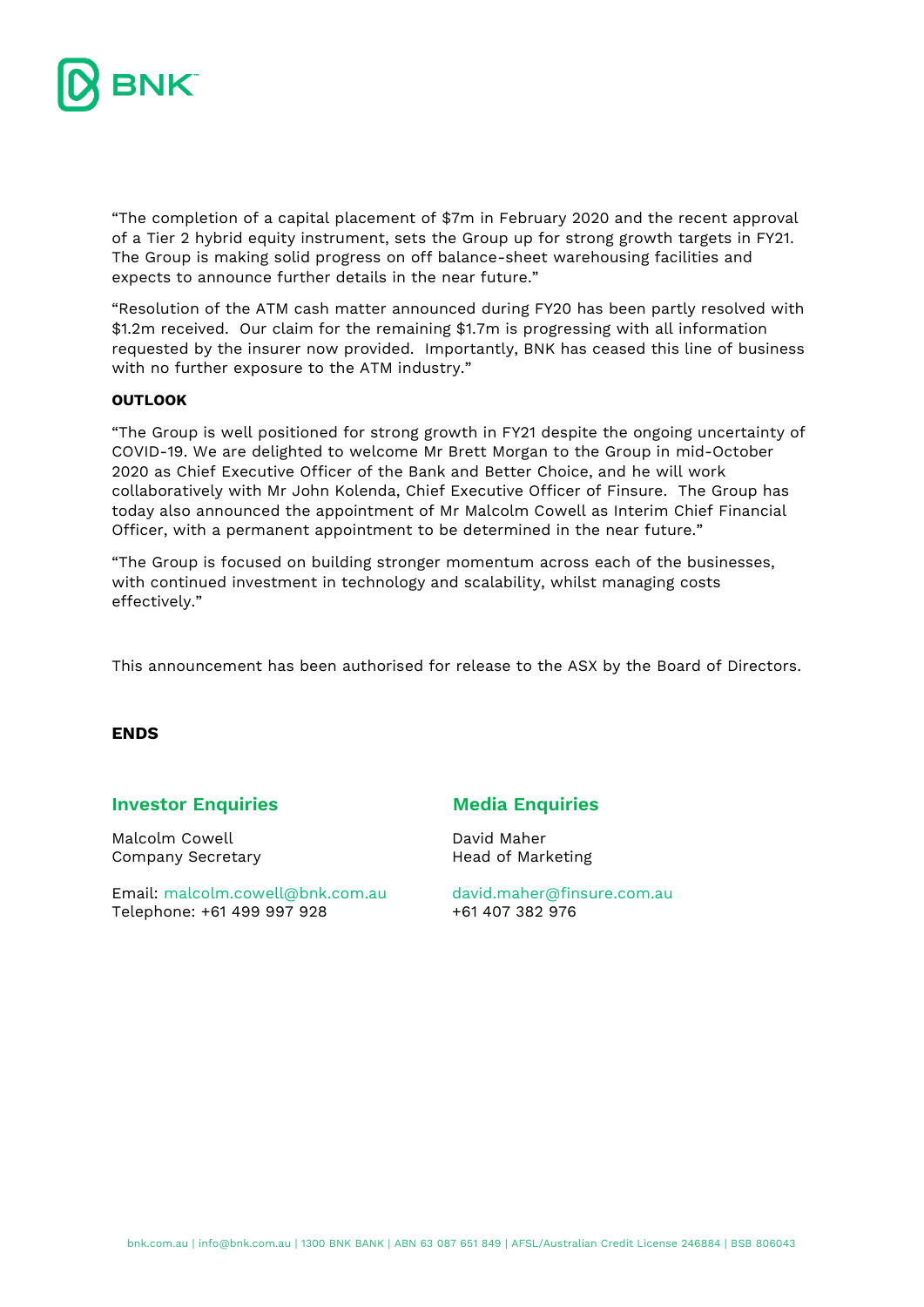"The completion of a capital placement of $7m in February 2020 and the recent approval of a Tier 2 hybrid equity instrument, sets the Group up for strong growth targets in FY21. The Group is making solid progress on off balance-sheet warehousing facilities and expects to announce further details in the near future."

"Resolution of the ATM cash matter announced during FY20 has been partly resolved with $1.2m received. Our claim for the remaining $1.7m is progressing with all information requested by the insurer now provided. Importantly, BNK has ceased this line of business with no further exposure to the ATM industry."

**OUTLOOK**

"The Group is well positioned for strong growth in FY21 despite the ongoing uncertainty of COVID-19. We are delighted to welcome Mr Brett Morgan to the Group in mid-October 2020 as Chief Executive Officer of the Bank and Better Choice, and he will work collaboratively with Mr John Kolenda, Chief Executive Officer of Finsure. The Group has today also announced the appointment of Mr Malcolm Cowell as Interim Chief Financial Officer, with a permanent appointment to be determined in the near future."

"The Group is focused on building stronger momentum across each of the businesses, with continued investment in technology and scalability, whilst managing costs effectively."

This announcement has been authorised for release to the ASX by the Board of Directors.

**ENDS**

## Investor Enquiries

Malcolm Cowell
Company Secretary

Email: malcolm.cowell@bnk.com.au
Telephone: +61 499 997 928

## Media Enquiries

David Maher
Head of Marketing

david.maher@finsure.com.au
+61 407 382 976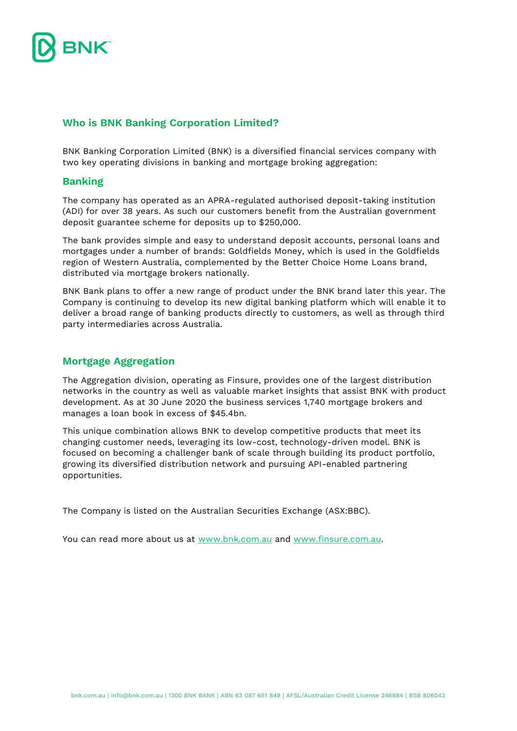BNK

## Who is BNK Banking Corporation Limited?

BNK Banking Corporation Limited (BNK) is a diversified financial services company with two key operating divisions in banking and mortgage broking aggregation:

### Banking

The company has operated as an APRA-regulated authorised deposit-taking institution (ADI) for over 38 years. As such our customers benefit from the Australian government deposit guarantee scheme for deposits up to $250,000.

The bank provides simple and easy to understand deposit accounts, personal loans and mortgages under a number of brands: Goldfields Money, which is used in the Goldfields region of Western Australia, complemented by the Better Choice Home Loans brand, distributed via mortgage brokers nationally.

BNK Bank plans to offer a new range of product under the BNK brand later this year. The Company is continuing to develop its new digital banking platform which will enable it to deliver a broad range of banking products directly to customers, as well as through third party intermediaries across Australia.

### Mortgage Aggregation

The Aggregation division, operating as Finsure, provides one of the largest distribution networks in the country as well as valuable market insights that assist BNK with product development. As at 30 June 2020 the business services 1,740 mortgage brokers and manages a loan book in excess of $45.4bn.

This unique combination allows BNK to develop competitive products that meet its changing customer needs, leveraging its low-cost, technology-driven model. BNK is focused on becoming a challenger bank of scale through building its product portfolio, growing its diversified distribution network and pursuing API-enabled partnering opportunities.

The Company is listed on the Australian Securities Exchange (ASX:BBC).

You can read more about us at [www.bnk.com.au](http://www.bnk.com.au) and [www.finsure.com.au](http://www.finsure.com.au).

bnk.com.au | info@bnk.com.au | 1300 BNK BANK | ABN 63 087 651 849 | AFSL/Australian Credit License 246884 | BSB 806043